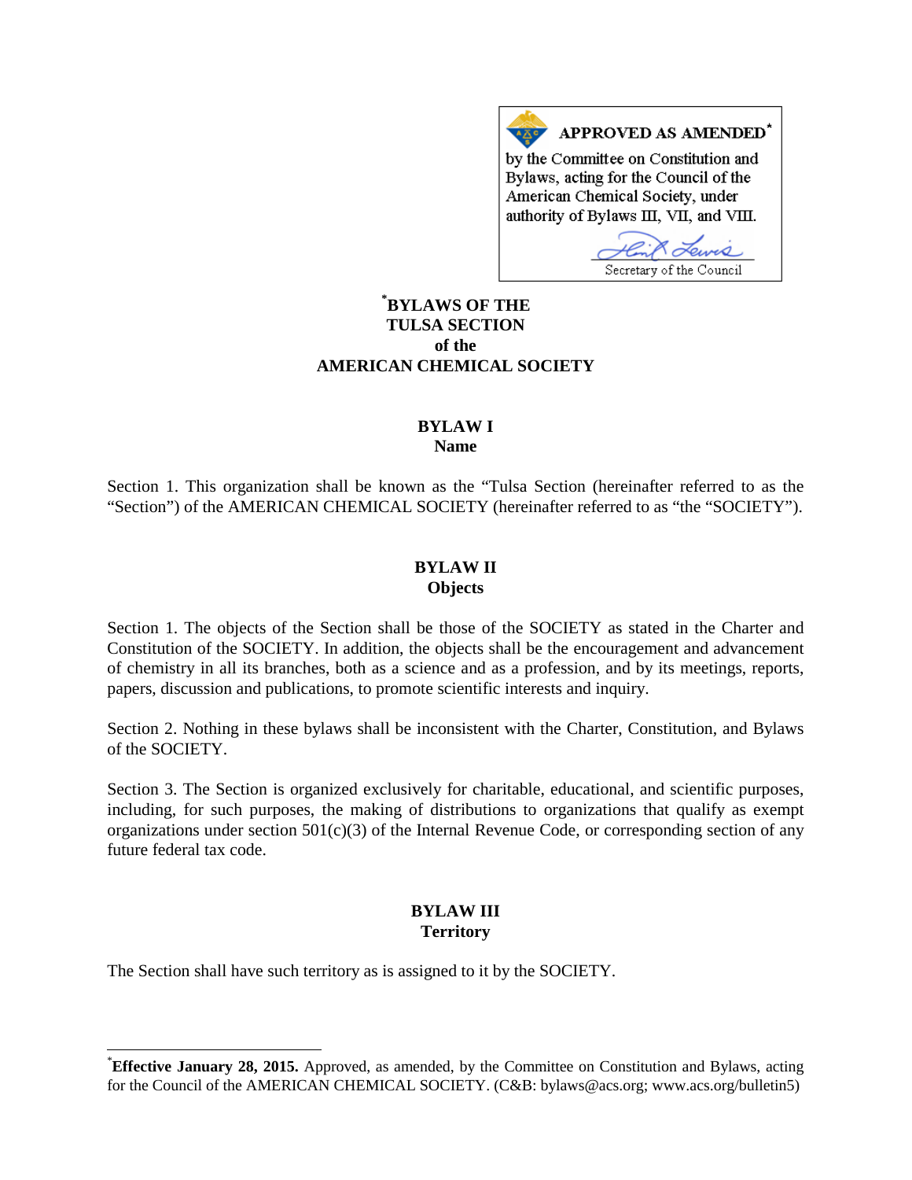**APPROVED AS AMENDED***

by the Committee on Constitution and Bylaws, acting for the Council of the American Chemical Society, under authority of Bylaws III, VII, and VIII.

Secretary of the Council

# *BYLAWS OF THE TULSA SECTION of the AMERICAN CHEMICAL SOCIETY

## BYLAW I
## Name

Section 1. This organization shall be known as the “Tulsa Section (hereinafter referred to as the “Section”) of the AMERICAN CHEMICAL SOCIETY (hereinafter referred to as “the “SOCIETY”).

## BYLAW II
## Objects

Section 1. The objects of the Section shall be those of the SOCIETY as stated in the Charter and Constitution of the SOCIETY. In addition, the objects shall be the encouragement and advancement of chemistry in all its branches, both as a science and as a profession, and by its meetings, reports, papers, discussion and publications, to promote scientific interests and inquiry.

Section 2. Nothing in these bylaws shall be inconsistent with the Charter, Constitution, and Bylaws of the SOCIETY.

Section 3. The Section is organized exclusively for charitable, educational, and scientific purposes, including, for such purposes, the making of distributions to organizations that qualify as exempt organizations under section 501(c)(3) of the Internal Revenue Code, or corresponding section of any future federal tax code.

## BYLAW III
## Territory

The Section shall have such territory as is assigned to it by the SOCIETY.

---

***Effective January 28, 2015.** Approved, as amended, by the Committee on Constitution and Bylaws, acting for the Council of the AMERICAN CHEMICAL SOCIETY. (C&B: bylaws@acs.org; www.acs.org/bulletin5)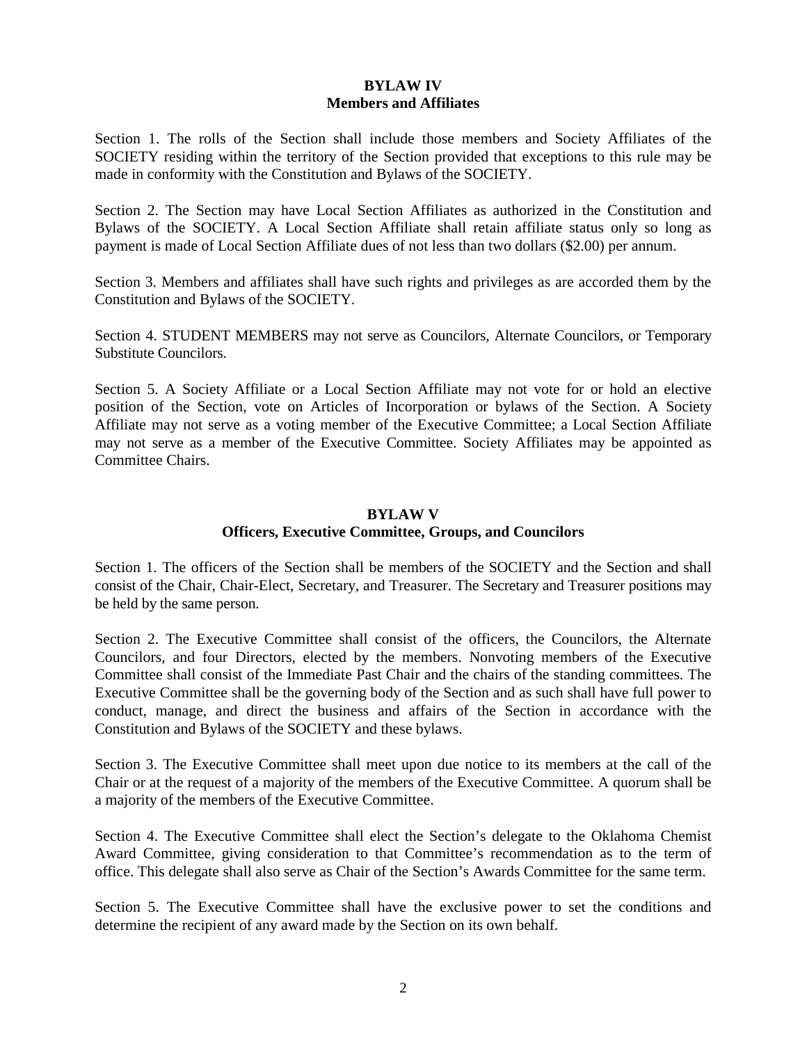## BYLAW IV
## Members and Affiliates

Section 1. The rolls of the Section shall include those members and Society Affiliates of the SOCIETY residing within the territory of the Section provided that exceptions to this rule may be made in conformity with the Constitution and Bylaws of the SOCIETY.

Section 2. The Section may have Local Section Affiliates as authorized in the Constitution and Bylaws of the SOCIETY. A Local Section Affiliate shall retain affiliate status only so long as payment is made of Local Section Affiliate dues of not less than two dollars ($2.00) per annum.

Section 3. Members and affiliates shall have such rights and privileges as are accorded them by the Constitution and Bylaws of the SOCIETY.

Section 4. STUDENT MEMBERS may not serve as Councilors, Alternate Councilors, or Temporary Substitute Councilors.

Section 5. A Society Affiliate or a Local Section Affiliate may not vote for or hold an elective position of the Section, vote on Articles of Incorporation or bylaws of the Section. A Society Affiliate may not serve as a voting member of the Executive Committee; a Local Section Affiliate may not serve as a member of the Executive Committee. Society Affiliates may be appointed as Committee Chairs.

## BYLAW V
## Officers, Executive Committee, Groups, and Councilors

Section 1. The officers of the Section shall be members of the SOCIETY and the Section and shall consist of the Chair, Chair-Elect, Secretary, and Treasurer. The Secretary and Treasurer positions may be held by the same person.

Section 2. The Executive Committee shall consist of the officers, the Councilors, the Alternate Councilors, and four Directors, elected by the members. Nonvoting members of the Executive Committee shall consist of the Immediate Past Chair and the chairs of the standing committees. The Executive Committee shall be the governing body of the Section and as such shall have full power to conduct, manage, and direct the business and affairs of the Section in accordance with the Constitution and Bylaws of the SOCIETY and these bylaws.

Section 3. The Executive Committee shall meet upon due notice to its members at the call of the Chair or at the request of a majority of the members of the Executive Committee. A quorum shall be a majority of the members of the Executive Committee.

Section 4. The Executive Committee shall elect the Section's delegate to the Oklahoma Chemist Award Committee, giving consideration to that Committee's recommendation as to the term of office. This delegate shall also serve as Chair of the Section's Awards Committee for the same term.

Section 5. The Executive Committee shall have the exclusive power to set the conditions and determine the recipient of any award made by the Section on its own behalf.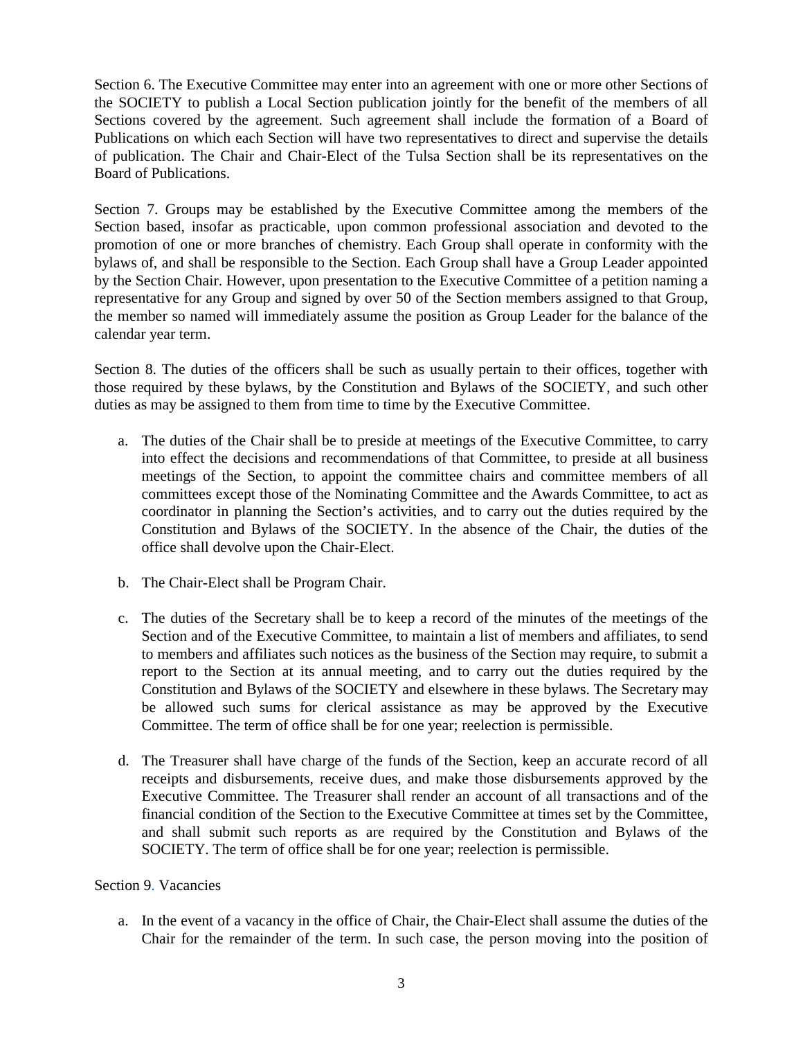Section 6. The Executive Committee may enter into an agreement with one or more other Sections of the SOCIETY to publish a Local Section publication jointly for the benefit of the members of all Sections covered by the agreement. Such agreement shall include the formation of a Board of Publications on which each Section will have two representatives to direct and supervise the details of publication. The Chair and Chair-Elect of the Tulsa Section shall be its representatives on the Board of Publications.

Section 7. Groups may be established by the Executive Committee among the members of the Section based, insofar as practicable, upon common professional association and devoted to the promotion of one or more branches of chemistry. Each Group shall operate in conformity with the bylaws of, and shall be responsible to the Section. Each Group shall have a Group Leader appointed by the Section Chair. However, upon presentation to the Executive Committee of a petition naming a representative for any Group and signed by over 50 of the Section members assigned to that Group, the member so named will immediately assume the position as Group Leader for the balance of the calendar year term.

Section 8. The duties of the officers shall be such as usually pertain to their offices, together with those required by these bylaws, by the Constitution and Bylaws of the SOCIETY, and such other duties as may be assigned to them from time to time by the Executive Committee.

a. The duties of the Chair shall be to preside at meetings of the Executive Committee, to carry into effect the decisions and recommendations of that Committee, to preside at all business meetings of the Section, to appoint the committee chairs and committee members of all committees except those of the Nominating Committee and the Awards Committee, to act as coordinator in planning the Section's activities, and to carry out the duties required by the Constitution and Bylaws of the SOCIETY. In the absence of the Chair, the duties of the office shall devolve upon the Chair-Elect.

b. The Chair-Elect shall be Program Chair.

c. The duties of the Secretary shall be to keep a record of the minutes of the meetings of the Section and of the Executive Committee, to maintain a list of members and affiliates, to send to members and affiliates such notices as the business of the Section may require, to submit a report to the Section at its annual meeting, and to carry out the duties required by the Constitution and Bylaws of the SOCIETY and elsewhere in these bylaws. The Secretary may be allowed such sums for clerical assistance as may be approved by the Executive Committee. The term of office shall be for one year; reelection is permissible.

d. The Treasurer shall have charge of the funds of the Section, keep an accurate record of all receipts and disbursements, receive dues, and make those disbursements approved by the Executive Committee. The Treasurer shall render an account of all transactions and of the financial condition of the Section to the Executive Committee at times set by the Committee, and shall submit such reports as are required by the Constitution and Bylaws of the SOCIETY. The term of office shall be for one year; reelection is permissible.

Section 9. Vacancies

a. In the event of a vacancy in the office of Chair, the Chair-Elect shall assume the duties of the Chair for the remainder of the term. In such case, the person moving into the position of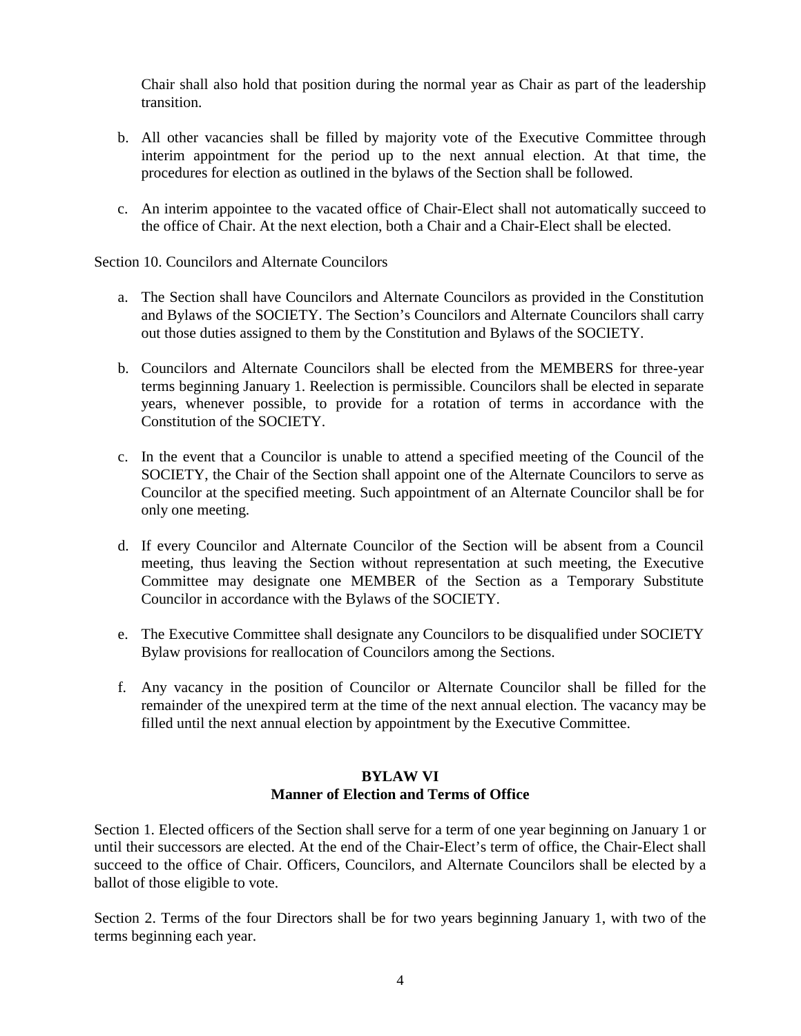Chair shall also hold that position during the normal year as Chair as part of the leadership transition.

b. All other vacancies shall be filled by majority vote of the Executive Committee through interim appointment for the period up to the next annual election. At that time, the procedures for election as outlined in the bylaws of the Section shall be followed.

c. An interim appointee to the vacated office of Chair-Elect shall not automatically succeed to the office of Chair. At the next election, both a Chair and a Chair-Elect shall be elected.

Section 10. Councilors and Alternate Councilors

a. The Section shall have Councilors and Alternate Councilors as provided in the Constitution and Bylaws of the SOCIETY. The Section's Councilors and Alternate Councilors shall carry out those duties assigned to them by the Constitution and Bylaws of the SOCIETY.

b. Councilors and Alternate Councilors shall be elected from the MEMBERS for three-year terms beginning January 1. Reelection is permissible. Councilors shall be elected in separate years, whenever possible, to provide for a rotation of terms in accordance with the Constitution of the SOCIETY.

c. In the event that a Councilor is unable to attend a specified meeting of the Council of the SOCIETY, the Chair of the Section shall appoint one of the Alternate Councilors to serve as Councilor at the specified meeting. Such appointment of an Alternate Councilor shall be for only one meeting.

d. If every Councilor and Alternate Councilor of the Section will be absent from a Council meeting, thus leaving the Section without representation at such meeting, the Executive Committee may designate one MEMBER of the Section as a Temporary Substitute Councilor in accordance with the Bylaws of the SOCIETY.

e. The Executive Committee shall designate any Councilors to be disqualified under SOCIETY Bylaw provisions for reallocation of Councilors among the Sections.

f. Any vacancy in the position of Councilor or Alternate Councilor shall be filled for the remainder of the unexpired term at the time of the next annual election. The vacancy may be filled until the next annual election by appointment by the Executive Committee.

## BYLAW VI
## Manner of Election and Terms of Office

Section 1. Elected officers of the Section shall serve for a term of one year beginning on January 1 or until their successors are elected. At the end of the Chair-Elect's term of office, the Chair-Elect shall succeed to the office of Chair. Officers, Councilors, and Alternate Councilors shall be elected by a ballot of those eligible to vote.

Section 2. Terms of the four Directors shall be for two years beginning January 1, with two of the terms beginning each year.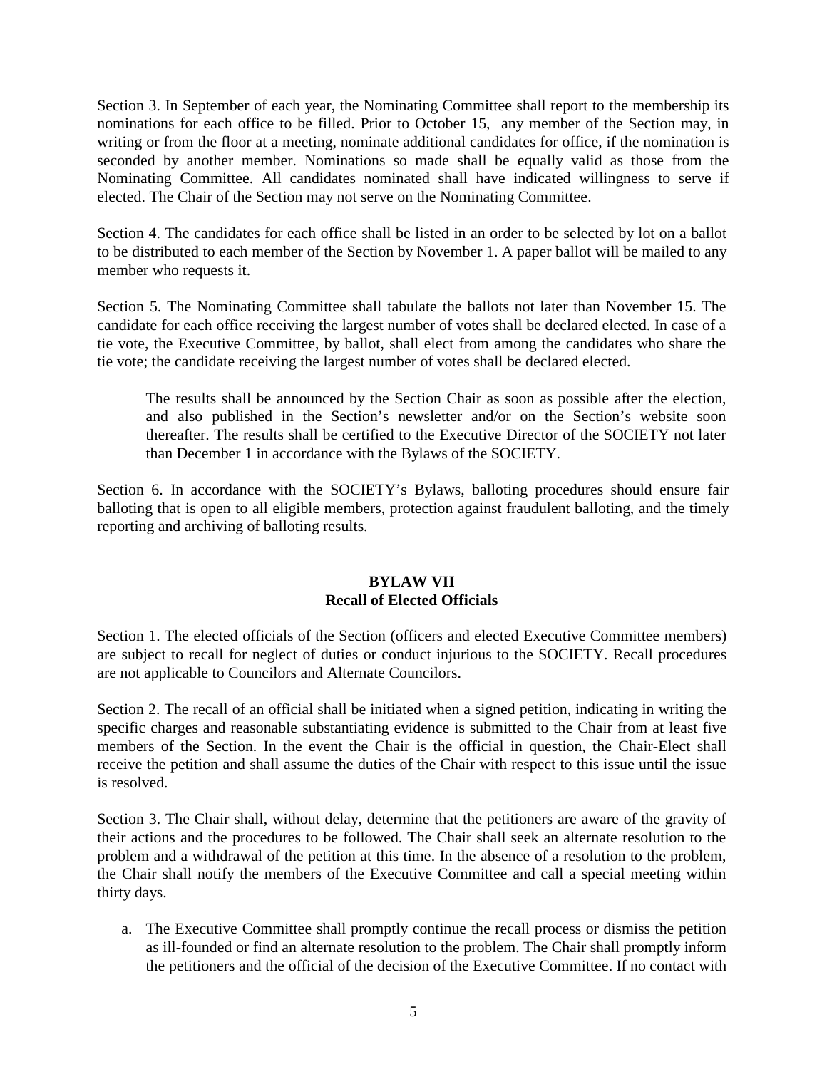Section 3. In September of each year, the Nominating Committee shall report to the membership its nominations for each office to be filled. Prior to October 15, any member of the Section may, in writing or from the floor at a meeting, nominate additional candidates for office, if the nomination is seconded by another member. Nominations so made shall be equally valid as those from the Nominating Committee. All candidates nominated shall have indicated willingness to serve if elected. The Chair of the Section may not serve on the Nominating Committee.

Section 4. The candidates for each office shall be listed in an order to be selected by lot on a ballot to be distributed to each member of the Section by November 1. A paper ballot will be mailed to any member who requests it.

Section 5. The Nominating Committee shall tabulate the ballots not later than November 15. The candidate for each office receiving the largest number of votes shall be declared elected. In case of a tie vote, the Executive Committee, by ballot, shall elect from among the candidates who share the tie vote; the candidate receiving the largest number of votes shall be declared elected.

> The results shall be announced by the Section Chair as soon as possible after the election, and also published in the Section's newsletter and/or on the Section's website soon thereafter. The results shall be certified to the Executive Director of the SOCIETY not later than December 1 in accordance with the Bylaws of the SOCIETY.

Section 6. In accordance with the SOCIETY's Bylaws, balloting procedures should ensure fair balloting that is open to all eligible members, protection against fraudulent balloting, and the timely reporting and archiving of balloting results.

## BYLAW VII
## Recall of Elected Officials

Section 1. The elected officials of the Section (officers and elected Executive Committee members) are subject to recall for neglect of duties or conduct injurious to the SOCIETY. Recall procedures are not applicable to Councilors and Alternate Councilors.

Section 2. The recall of an official shall be initiated when a signed petition, indicating in writing the specific charges and reasonable substantiating evidence is submitted to the Chair from at least five members of the Section. In the event the Chair is the official in question, the Chair-Elect shall receive the petition and shall assume the duties of the Chair with respect to this issue until the issue is resolved.

Section 3. The Chair shall, without delay, determine that the petitioners are aware of the gravity of their actions and the procedures to be followed. The Chair shall seek an alternate resolution to the problem and a withdrawal of the petition at this time. In the absence of a resolution to the problem, the Chair shall notify the members of the Executive Committee and call a special meeting within thirty days.

a. The Executive Committee shall promptly continue the recall process or dismiss the petition as ill-founded or find an alternate resolution to the problem. The Chair shall promptly inform the petitioners and the official of the decision of the Executive Committee. If no contact with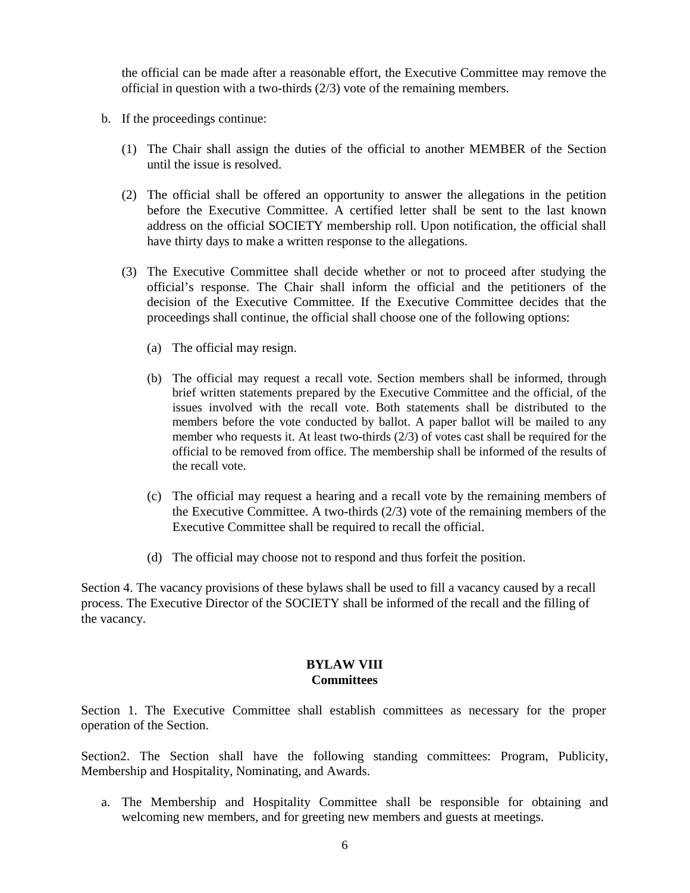the official can be made after a reasonable effort, the Executive Committee may remove the official in question with a two-thirds (2/3) vote of the remaining members.

b. If the proceedings continue:

   (1) The Chair shall assign the duties of the official to another MEMBER of the Section until the issue is resolved.

   (2) The official shall be offered an opportunity to answer the allegations in the petition before the Executive Committee. A certified letter shall be sent to the last known address on the official SOCIETY membership roll. Upon notification, the official shall have thirty days to make a written response to the allegations.

   (3) The Executive Committee shall decide whether or not to proceed after studying the official's response. The Chair shall inform the official and the petitioners of the decision of the Executive Committee. If the Executive Committee decides that the proceedings shall continue, the official shall choose one of the following options:

      (a) The official may resign.

      (b) The official may request a recall vote. Section members shall be informed, through brief written statements prepared by the Executive Committee and the official, of the issues involved with the recall vote. Both statements shall be distributed to the members before the vote conducted by ballot. A paper ballot will be mailed to any member who requests it. At least two-thirds (2/3) of votes cast shall be required for the official to be removed from office. The membership shall be informed of the results of the recall vote.

      (c) The official may request a hearing and a recall vote by the remaining members of the Executive Committee. A two-thirds (2/3) vote of the remaining members of the Executive Committee shall be required to recall the official.

      (d) The official may choose not to respond and thus forfeit the position.

Section 4. The vacancy provisions of these bylaws shall be used to fill a vacancy caused by a recall process. The Executive Director of the SOCIETY shall be informed of the recall and the filling of the vacancy.

## BYLAW VIII
## Committees

Section 1. The Executive Committee shall establish committees as necessary for the proper operation of the Section.

Section2. The Section shall have the following standing committees: Program, Publicity, Membership and Hospitality, Nominating, and Awards.

a. The Membership and Hospitality Committee shall be responsible for obtaining and welcoming new members, and for greeting new members and guests at meetings.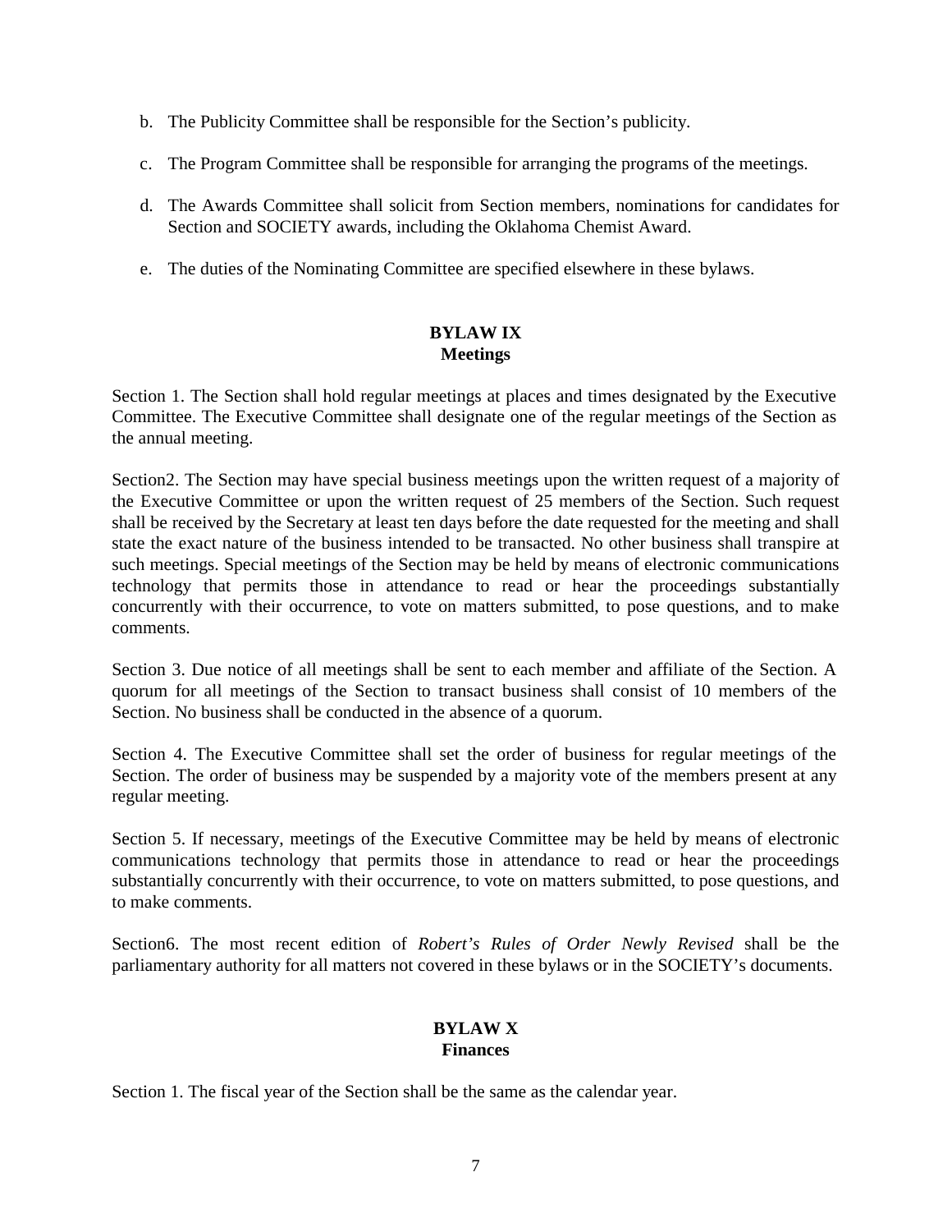b. The Publicity Committee shall be responsible for the Section's publicity.

c. The Program Committee shall be responsible for arranging the programs of the meetings.

d. The Awards Committee shall solicit from Section members, nominations for candidates for Section and SOCIETY awards, including the Oklahoma Chemist Award.

e. The duties of the Nominating Committee are specified elsewhere in these bylaws.

## BYLAW IX
## Meetings

Section 1. The Section shall hold regular meetings at places and times designated by the Executive Committee. The Executive Committee shall designate one of the regular meetings of the Section as the annual meeting.

Section2. The Section may have special business meetings upon the written request of a majority of the Executive Committee or upon the written request of 25 members of the Section. Such request shall be received by the Secretary at least ten days before the date requested for the meeting and shall state the exact nature of the business intended to be transacted. No other business shall transpire at such meetings. Special meetings of the Section may be held by means of electronic communications technology that permits those in attendance to read or hear the proceedings substantially concurrently with their occurrence, to vote on matters submitted, to pose questions, and to make comments.

Section 3. Due notice of all meetings shall be sent to each member and affiliate of the Section. A quorum for all meetings of the Section to transact business shall consist of 10 members of the Section. No business shall be conducted in the absence of a quorum.

Section 4. The Executive Committee shall set the order of business for regular meetings of the Section. The order of business may be suspended by a majority vote of the members present at any regular meeting.

Section 5. If necessary, meetings of the Executive Committee may be held by means of electronic communications technology that permits those in attendance to read or hear the proceedings substantially concurrently with their occurrence, to vote on matters submitted, to pose questions, and to make comments.

Section6. The most recent edition of *Robert's Rules of Order Newly Revised* shall be the parliamentary authority for all matters not covered in these bylaws or in the SOCIETY's documents.

## BYLAW X
## Finances

Section 1. The fiscal year of the Section shall be the same as the calendar year.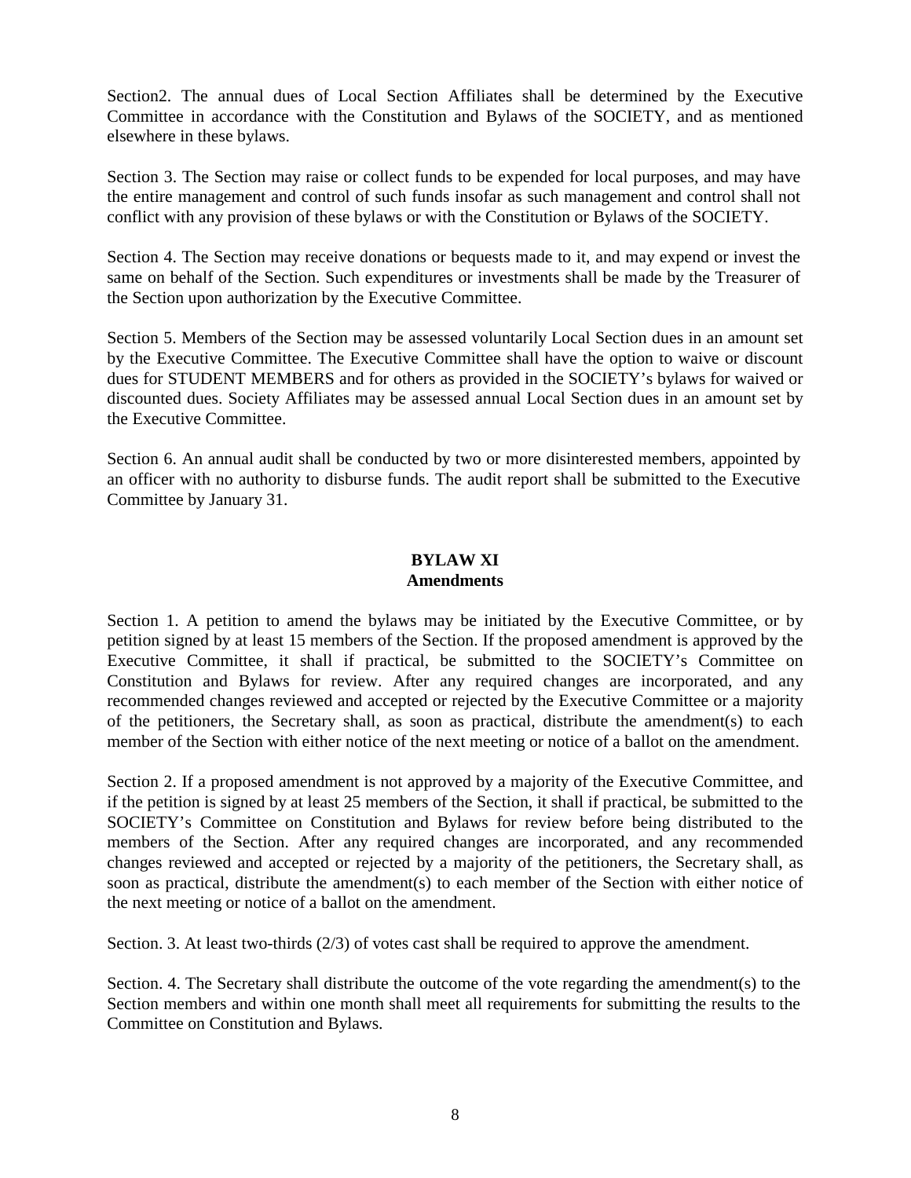Section2. The annual dues of Local Section Affiliates shall be determined by the Executive Committee in accordance with the Constitution and Bylaws of the SOCIETY, and as mentioned elsewhere in these bylaws.

Section 3. The Section may raise or collect funds to be expended for local purposes, and may have the entire management and control of such funds insofar as such management and control shall not conflict with any provision of these bylaws or with the Constitution or Bylaws of the SOCIETY.

Section 4. The Section may receive donations or bequests made to it, and may expend or invest the same on behalf of the Section. Such expenditures or investments shall be made by the Treasurer of the Section upon authorization by the Executive Committee.

Section 5. Members of the Section may be assessed voluntarily Local Section dues in an amount set by the Executive Committee. The Executive Committee shall have the option to waive or discount dues for STUDENT MEMBERS and for others as provided in the SOCIETY's bylaws for waived or discounted dues. Society Affiliates may be assessed annual Local Section dues in an amount set by the Executive Committee.

Section 6. An annual audit shall be conducted by two or more disinterested members, appointed by an officer with no authority to disburse funds. The audit report shall be submitted to the Executive Committee by January 31.

## BYLAW XI
## Amendments

Section 1. A petition to amend the bylaws may be initiated by the Executive Committee, or by petition signed by at least 15 members of the Section. If the proposed amendment is approved by the Executive Committee, it shall if practical, be submitted to the SOCIETY's Committee on Constitution and Bylaws for review. After any required changes are incorporated, and any recommended changes reviewed and accepted or rejected by the Executive Committee or a majority of the petitioners, the Secretary shall, as soon as practical, distribute the amendment(s) to each member of the Section with either notice of the next meeting or notice of a ballot on the amendment.

Section 2. If a proposed amendment is not approved by a majority of the Executive Committee, and if the petition is signed by at least 25 members of the Section, it shall if practical, be submitted to the SOCIETY's Committee on Constitution and Bylaws for review before being distributed to the members of the Section. After any required changes are incorporated, and any recommended changes reviewed and accepted or rejected by a majority of the petitioners, the Secretary shall, as soon as practical, distribute the amendment(s) to each member of the Section with either notice of the next meeting or notice of a ballot on the amendment.

Section. 3. At least two-thirds (2/3) of votes cast shall be required to approve the amendment.

Section. 4. The Secretary shall distribute the outcome of the vote regarding the amendment(s) to the Section members and within one month shall meet all requirements for submitting the results to the Committee on Constitution and Bylaws.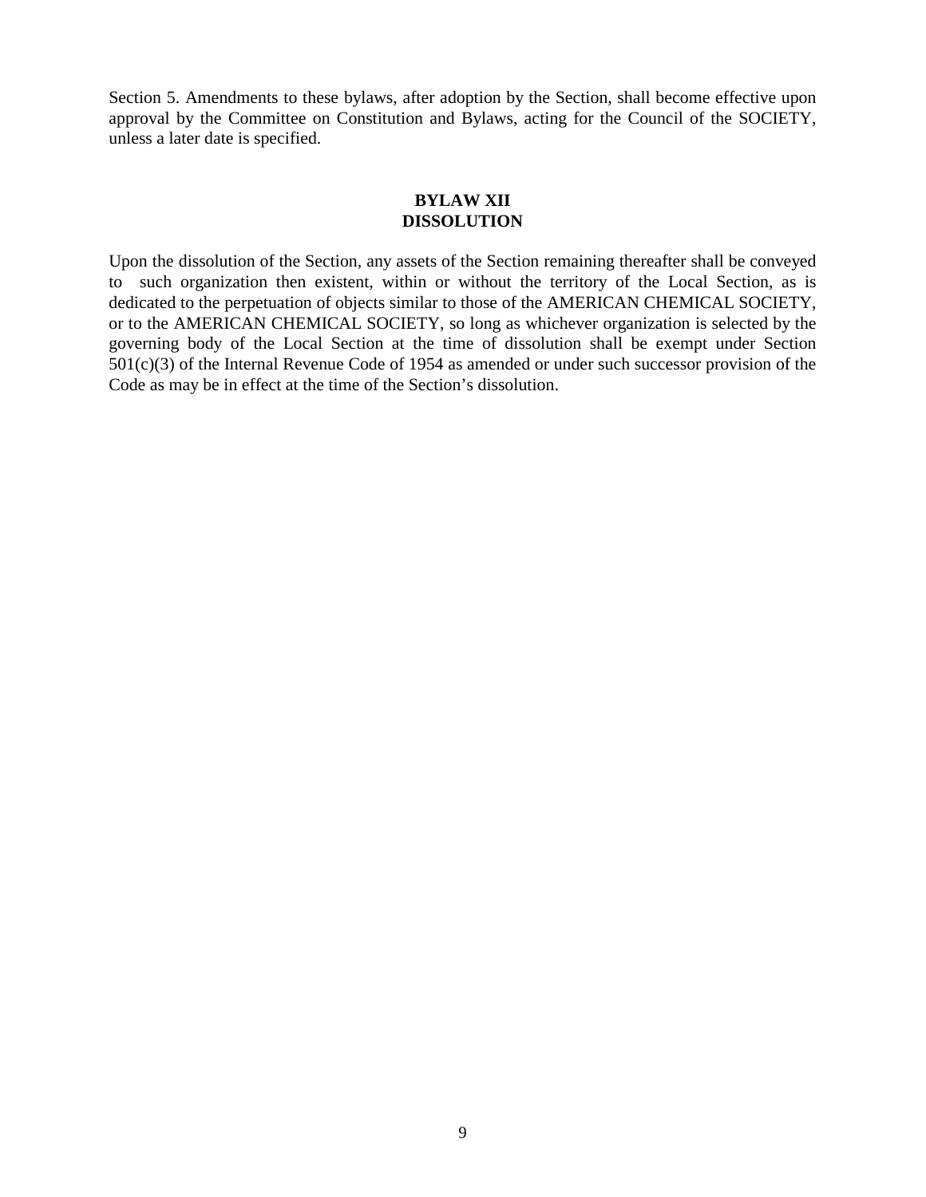Section 5. Amendments to these bylaws, after adoption by the Section, shall become effective upon approval by the Committee on Constitution and Bylaws, acting for the Council of the SOCIETY, unless a later date is specified.

## BYLAW XII
## DISSOLUTION

Upon the dissolution of the Section, any assets of the Section remaining thereafter shall be conveyed to such organization then existent, within or without the territory of the Local Section, as is dedicated to the perpetuation of objects similar to those of the AMERICAN CHEMICAL SOCIETY, or to the AMERICAN CHEMICAL SOCIETY, so long as whichever organization is selected by the governing body of the Local Section at the time of dissolution shall be exempt under Section 501(c)(3) of the Internal Revenue Code of 1954 as amended or under such successor provision of the Code as may be in effect at the time of the Section's dissolution.